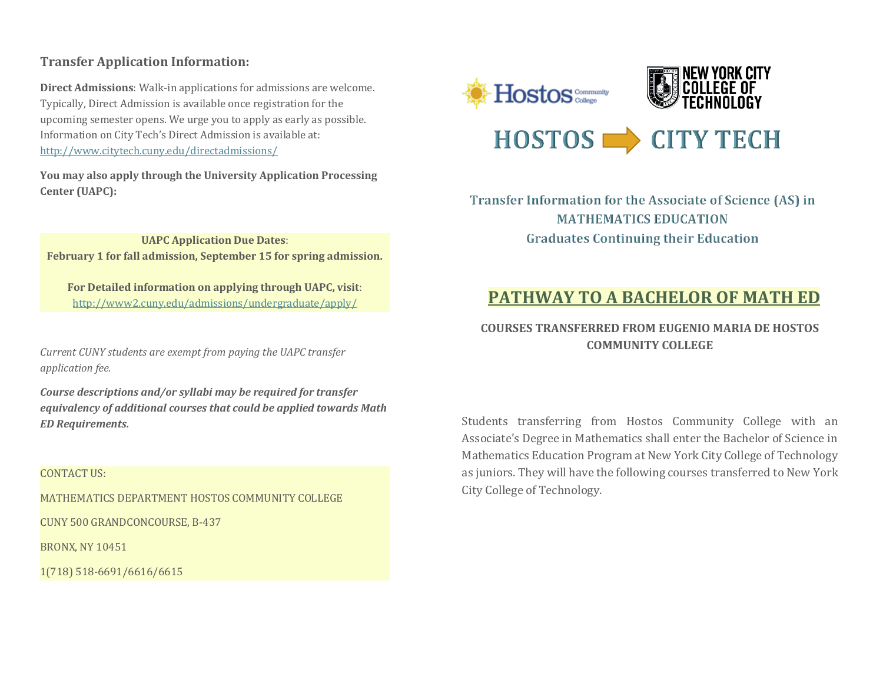## Transfer Application Information:

**Direct Admissions**: Walk-in applications for admissions are welcome. Typically, Direct Admission is available once registration for the upcoming semester opens. We urge you to apply as early as possible. Information on City Tech's Direct Admission is available at: http://www.citytech.cuny.edu/directadmissions/

**You may also apply through the University Application Processing Center (UAPC):**

**UAPC Application Due Dates**:
**February 1 for fall admission, September 15 for spring admission.**

**For Detailed information on applying through UAPC, visit**:
http://www2.cuny.edu/admissions/undergraduate/apply/

*Current CUNY students are exempt from paying the UAPC transfer application fee.*

***Course descriptions and/or syllabi may be required for transfer equivalency of additional courses that could be applied towards Math ED Requirements.***

CONTACT US:

MATHEMATICS DEPARTMENT HOSTOS COMMUNITY COLLEGE

CUNY 500 GRANDCONCOURSE, B-437

BRONX, NY 10451

1(718) 518-6691/6616/6615

Hostos Community College | NEW YORK CITY COLLEGE OF TECHNOLOGY

# HOSTOS ➡ CITY TECH

### Transfer Information for the Associate of Science (AS) in MATHEMATICS EDUCATION Graduates Continuing their Education

## PATHWAY TO A BACHELOR OF MATH ED

**COURSES TRANSFERRED FROM EUGENIO MARIA DE HOSTOS COMMUNITY COLLEGE**

Students transferring from Hostos Community College with an Associate's Degree in Mathematics shall enter the Bachelor of Science in Mathematics Education Program at New York City College of Technology as juniors. They will have the following courses transferred to New York City College of Technology.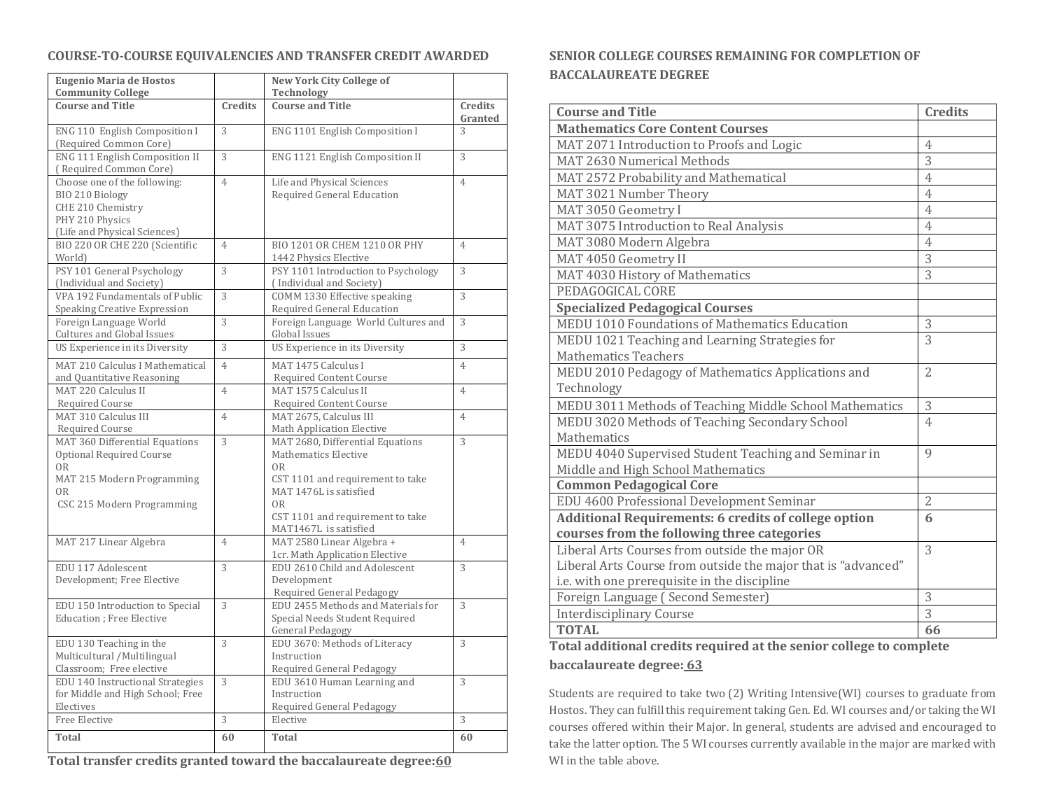## COURSE-TO-COURSE EQUIVALENCIES AND TRANSFER CREDIT AWARDED

| Eugenio Maria de Hostos Community College | | New York City College of Technology | |
|---|---|---|---|
| **Course and Title** | **Credits** | **Course and Title** | **Credits Granted** |
| ENG 110 English Composition I (Required Common Core) | 3 | ENG 1101 English Composition I | 3 |
| ENG 111 English Composition II ( Required Common Core) | 3 | ENG 1121 English Composition II | 3 |
| Choose one of the following: BIO 210 Biology CHE 210 Chemistry PHY 210 Physics (Life and Physical Sciences) | 4 | Life and Physical Sciences Required General Education | 4 |
| BIO 220 OR CHE 220 (Scientific World) | 4 | BIO 1201 OR CHEM 1210 OR PHY 1442 Physics Elective | 4 |
| PSY 101 General Psychology (Individual and Society) | 3 | PSY 1101 Introduction to Psychology ( Individual and Society) | 3 |
| VPA 192 Fundamentals of Public Speaking Creative Expression | 3 | COMM 1330 Effective speaking Required General Education | 3 |
| Foreign Language World Cultures and Global Issues | 3 | Foreign Language World Cultures and Global Issues | 3 |
| US Experience in its Diversity | 3 | US Experience in its Diversity | 3 |
| MAT 210 Calculus I Mathematical and Quantitative Reasoning | 4 | MAT 1475 Calculus I Required Content Course | 4 |
| MAT 220 Calculus II Required Course | 4 | MAT 1575 Calculus II Required Content Course | 4 |
| MAT 310 Calculus III Required Course | 4 | MAT 2675, Calculus III Math Application Elective | 4 |
| MAT 360 Differential Equations Optional Required Course OR MAT 215 Modern Programming OR CSC 215 Modern Programming | 3 | MAT 2680, Differential Equations Mathematics Elective OR CST 1101 and requirement to take MAT 1476L is satisfied OR CST 1101 and requirement to take MAT1467L is satisfied | 3 |
| MAT 217 Linear Algebra | 4 | MAT 2580 Linear Algebra + 1cr. Math Application Elective | 4 |
| EDU 117 Adolescent Development; Free Elective | 3 | EDU 2610 Child and Adolescent Development Required General Pedagogy | 3 |
| EDU 150 Introduction to Special Education ; Free Elective | 3 | EDU 2455 Methods and Materials for Special Needs Student Required General Pedagogy | 3 |
| EDU 130 Teaching in the Multicultural /Multilingual Classroom; Free elective | 3 | EDU 3670: Methods of Literacy Instruction Required General Pedagogy | 3 |
| EDU 140 Instructional Strategies for Middle and High School; Free Electives | 3 | EDU 3610 Human Learning and Instruction Required General Pedagogy | 3 |
| Free Elective | 3 | Elective | 3 |
| **Total** | **60** | **Total** | **60** |

**Total transfer credits granted toward the baccalaureate degree:60**

## SENIOR COLLEGE COURSES REMAINING FOR COMPLETION OF BACCALAUREATE DEGREE

| Course and Title | Credits |
|---|---|
| **Mathematics Core Content Courses** | |
| MAT 2071 Introduction to Proofs and Logic | 4 |
| MAT 2630 Numerical Methods | 3 |
| MAT 2572 Probability and Mathematical | 4 |
| MAT 3021 Number Theory | 4 |
| MAT 3050 Geometry I | 4 |
| MAT 3075 Introduction to Real Analysis | 4 |
| MAT 3080 Modern Algebra | 4 |
| MAT 4050 Geometry II | 3 |
| MAT 4030 History of Mathematics | 3 |
| PEDAGOGICAL CORE | |
| **Specialized Pedagogical Courses** | |
| MEDU 1010 Foundations of Mathematics Education | 3 |
| MEDU 1021 Teaching and Learning Strategies for Mathematics Teachers | 3 |
| MEDU 2010 Pedagogy of Mathematics Applications and Technology | 2 |
| MEDU 3011 Methods of Teaching Middle School Mathematics | 3 |
| MEDU 3020 Methods of Teaching Secondary School Mathematics | 4 |
| MEDU 4040 Supervised Student Teaching and Seminar in Middle and High School Mathematics | 9 |
| **Common Pedagogical Core** | |
| EDU 4600 Professional Development Seminar | 2 |
| **Additional Requirements: 6 credits of college option courses from the following three categories** | **6** |
| Liberal Arts Courses from outside the major OR Liberal Arts Course from outside the major that is "advanced" i.e. with one prerequisite in the discipline | 3 |
| Foreign Language ( Second Semester) | 3 |
| Interdisciplinary Course | 3 |
| **TOTAL** | **66** |

**Total additional credits required at the senior college to complete baccalaureate degree: 63**

Students are required to take two (2) Writing Intensive(WI) courses to graduate from Hostos. They can fulfill this requirement taking Gen. Ed. WI courses and/or taking the WI courses offered within their Major. In general, students are advised and encouraged to take the latter option. The 5 WI courses currently available in the major are marked with WI in the table above.